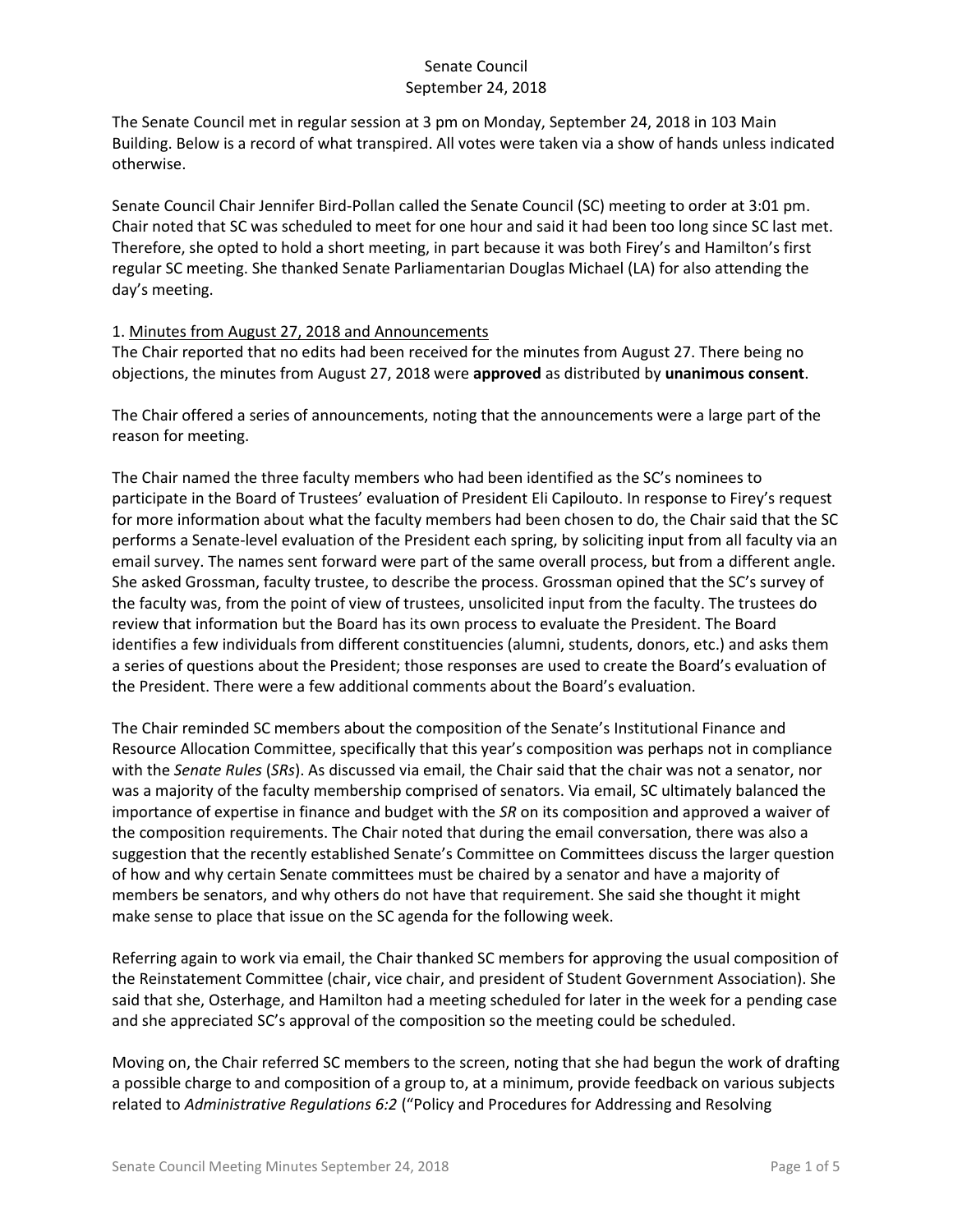# Senate Council
## September 24, 2018

The Senate Council met in regular session at 3 pm on Monday, September 24, 2018 in 103 Main Building. Below is a record of what transpired. All votes were taken via a show of hands unless indicated otherwise.

Senate Council Chair Jennifer Bird-Pollan called the Senate Council (SC) meeting to order at 3:01 pm. Chair noted that SC was scheduled to meet for one hour and said it had been too long since SC last met. Therefore, she opted to hold a short meeting, in part because it was both Firey's and Hamilton's first regular SC meeting. She thanked Senate Parliamentarian Douglas Michael (LA) for also attending the day's meeting.

1. <u>Minutes from August 27, 2018 and Announcements</u>

The Chair reported that no edits had been received for the minutes from August 27. There being no objections, the minutes from August 27, 2018 were **approved** as distributed by **unanimous consent**.

The Chair offered a series of announcements, noting that the announcements were a large part of the reason for meeting.

The Chair named the three faculty members who had been identified as the SC's nominees to participate in the Board of Trustees' evaluation of President Eli Capilouto. In response to Firey's request for more information about what the faculty members had been chosen to do, the Chair said that the SC performs a Senate-level evaluation of the President each spring, by soliciting input from all faculty via an email survey. The names sent forward were part of the same overall process, but from a different angle. She asked Grossman, faculty trustee, to describe the process. Grossman opined that the SC's survey of the faculty was, from the point of view of trustees, unsolicited input from the faculty. The trustees do review that information but the Board has its own process to evaluate the President. The Board identifies a few individuals from different constituencies (alumni, students, donors, etc.) and asks them a series of questions about the President; those responses are used to create the Board's evaluation of the President. There were a few additional comments about the Board's evaluation.

The Chair reminded SC members about the composition of the Senate's Institutional Finance and Resource Allocation Committee, specifically that this year's composition was perhaps not in compliance with the *Senate Rules* (*SRs*). As discussed via email, the Chair said that the chair was not a senator, nor was a majority of the faculty membership comprised of senators. Via email, SC ultimately balanced the importance of expertise in finance and budget with the *SR* on its composition and approved a waiver of the composition requirements. The Chair noted that during the email conversation, there was also a suggestion that the recently established Senate's Committee on Committees discuss the larger question of how and why certain Senate committees must be chaired by a senator and have a majority of members be senators, and why others do not have that requirement. She said she thought it might make sense to place that issue on the SC agenda for the following week.

Referring again to work via email, the Chair thanked SC members for approving the usual composition of the Reinstatement Committee (chair, vice chair, and president of Student Government Association). She said that she, Osterhage, and Hamilton had a meeting scheduled for later in the week for a pending case and she appreciated SC's approval of the composition so the meeting could be scheduled.

Moving on, the Chair referred SC members to the screen, noting that she had begun the work of drafting a possible charge to and composition of a group to, at a minimum, provide feedback on various subjects related to *Administrative Regulations 6:2* ("Policy and Procedures for Addressing and Resolving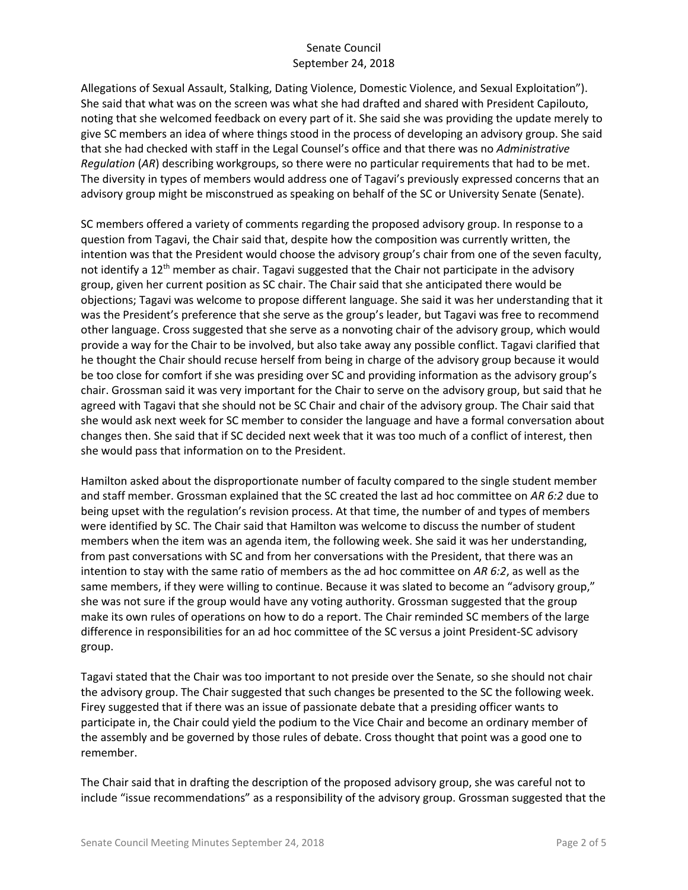Allegations of Sexual Assault, Stalking, Dating Violence, Domestic Violence, and Sexual Exploitation"). She said that what was on the screen was what she had drafted and shared with President Capilouto, noting that she welcomed feedback on every part of it. She said she was providing the update merely to give SC members an idea of where things stood in the process of developing an advisory group. She said that she had checked with staff in the Legal Counsel's office and that there was no *Administrative Regulation* (*AR*) describing workgroups, so there were no particular requirements that had to be met. The diversity in types of members would address one of Tagavi's previously expressed concerns that an advisory group might be misconstrued as speaking on behalf of the SC or University Senate (Senate).

SC members offered a variety of comments regarding the proposed advisory group. In response to a question from Tagavi, the Chair said that, despite how the composition was currently written, the intention was that the President would choose the advisory group's chair from one of the seven faculty, not identify a 12th member as chair. Tagavi suggested that the Chair not participate in the advisory group, given her current position as SC chair. The Chair said that she anticipated there would be objections; Tagavi was welcome to propose different language. She said it was her understanding that it was the President's preference that she serve as the group's leader, but Tagavi was free to recommend other language. Cross suggested that she serve as a nonvoting chair of the advisory group, which would provide a way for the Chair to be involved, but also take away any possible conflict. Tagavi clarified that he thought the Chair should recuse herself from being in charge of the advisory group because it would be too close for comfort if she was presiding over SC and providing information as the advisory group's chair. Grossman said it was very important for the Chair to serve on the advisory group, but said that he agreed with Tagavi that she should not be SC Chair and chair of the advisory group. The Chair said that she would ask next week for SC member to consider the language and have a formal conversation about changes then. She said that if SC decided next week that it was too much of a conflict of interest, then she would pass that information on to the President.

Hamilton asked about the disproportionate number of faculty compared to the single student member and staff member. Grossman explained that the SC created the last ad hoc committee on *AR 6:2* due to being upset with the regulation's revision process. At that time, the number of and types of members were identified by SC. The Chair said that Hamilton was welcome to discuss the number of student members when the item was an agenda item, the following week. She said it was her understanding, from past conversations with SC and from her conversations with the President, that there was an intention to stay with the same ratio of members as the ad hoc committee on *AR 6:2*, as well as the same members, if they were willing to continue. Because it was slated to become an "advisory group," she was not sure if the group would have any voting authority. Grossman suggested that the group make its own rules of operations on how to do a report. The Chair reminded SC members of the large difference in responsibilities for an ad hoc committee of the SC versus a joint President-SC advisory group.

Tagavi stated that the Chair was too important to not preside over the Senate, so she should not chair the advisory group. The Chair suggested that such changes be presented to the SC the following week. Firey suggested that if there was an issue of passionate debate that a presiding officer wants to participate in, the Chair could yield the podium to the Vice Chair and become an ordinary member of the assembly and be governed by those rules of debate. Cross thought that point was a good one to remember.

The Chair said that in drafting the description of the proposed advisory group, she was careful not to include "issue recommendations" as a responsibility of the advisory group. Grossman suggested that the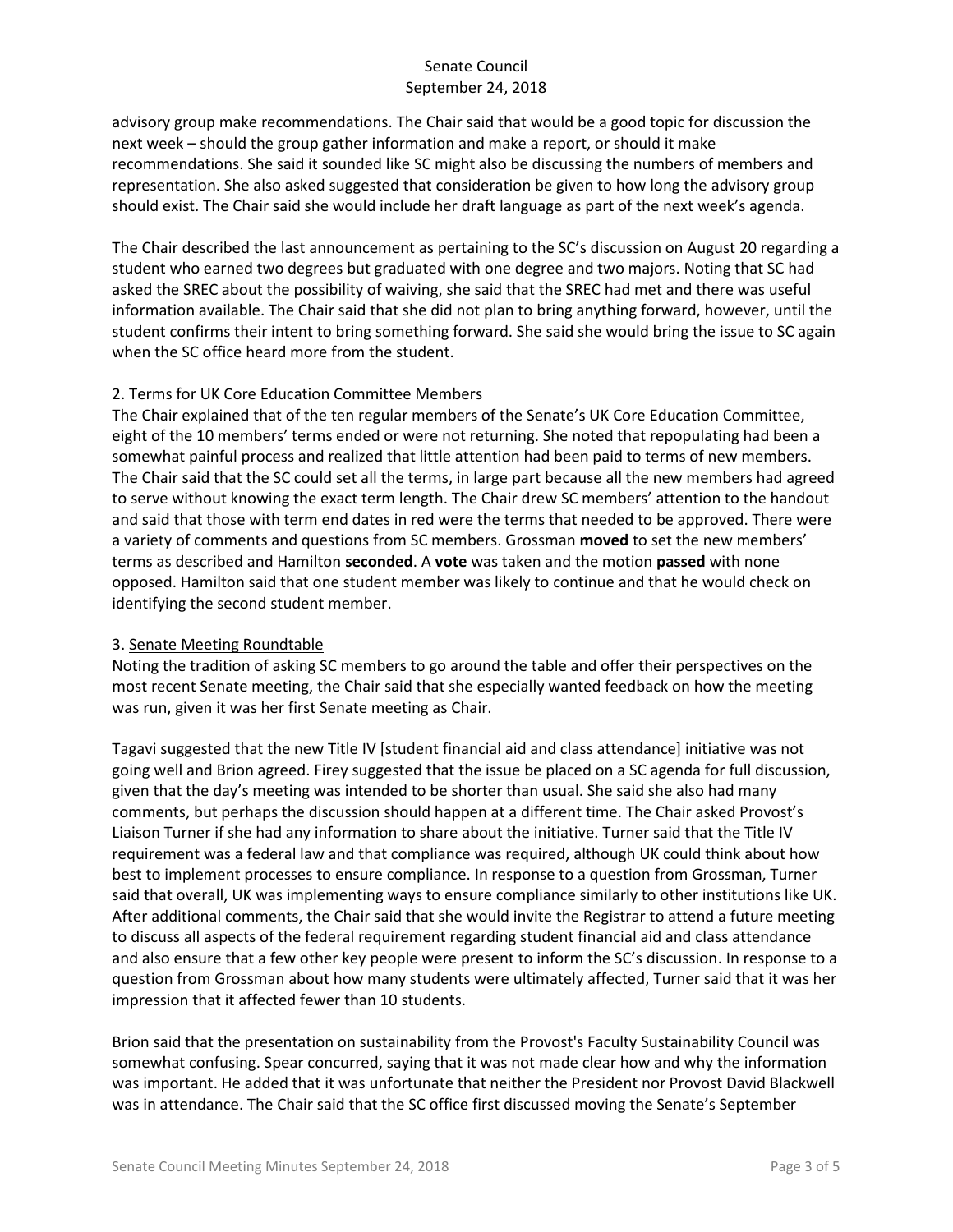advisory group make recommendations. The Chair said that would be a good topic for discussion the next week – should the group gather information and make a report, or should it make recommendations. She said it sounded like SC might also be discussing the numbers of members and representation. She also asked suggested that consideration be given to how long the advisory group should exist. The Chair said she would include her draft language as part of the next week's agenda.

The Chair described the last announcement as pertaining to the SC's discussion on August 20 regarding a student who earned two degrees but graduated with one degree and two majors. Noting that SC had asked the SREC about the possibility of waiving, she said that the SREC had met and there was useful information available. The Chair said that she did not plan to bring anything forward, however, until the student confirms their intent to bring something forward. She said she would bring the issue to SC again when the SC office heard more from the student.

2. Terms for UK Core Education Committee Members

The Chair explained that of the ten regular members of the Senate's UK Core Education Committee, eight of the 10 members' terms ended or were not returning. She noted that repopulating had been a somewhat painful process and realized that little attention had been paid to terms of new members. The Chair said that the SC could set all the terms, in large part because all the new members had agreed to serve without knowing the exact term length. The Chair drew SC members' attention to the handout and said that those with term end dates in red were the terms that needed to be approved. There were a variety of comments and questions from SC members. Grossman **moved** to set the new members' terms as described and Hamilton **seconded**. A **vote** was taken and the motion **passed** with none opposed. Hamilton said that one student member was likely to continue and that he would check on identifying the second student member.

3. Senate Meeting Roundtable

Noting the tradition of asking SC members to go around the table and offer their perspectives on the most recent Senate meeting, the Chair said that she especially wanted feedback on how the meeting was run, given it was her first Senate meeting as Chair.

Tagavi suggested that the new Title IV [student financial aid and class attendance] initiative was not going well and Brion agreed. Firey suggested that the issue be placed on a SC agenda for full discussion, given that the day's meeting was intended to be shorter than usual. She said she also had many comments, but perhaps the discussion should happen at a different time. The Chair asked Provost's Liaison Turner if she had any information to share about the initiative. Turner said that the Title IV requirement was a federal law and that compliance was required, although UK could think about how best to implement processes to ensure compliance. In response to a question from Grossman, Turner said that overall, UK was implementing ways to ensure compliance similarly to other institutions like UK. After additional comments, the Chair said that she would invite the Registrar to attend a future meeting to discuss all aspects of the federal requirement regarding student financial aid and class attendance and also ensure that a few other key people were present to inform the SC's discussion. In response to a question from Grossman about how many students were ultimately affected, Turner said that it was her impression that it affected fewer than 10 students.

Brion said that the presentation on sustainability from the Provost's Faculty Sustainability Council was somewhat confusing. Spear concurred, saying that it was not made clear how and why the information was important. He added that it was unfortunate that neither the President nor Provost David Blackwell was in attendance. The Chair said that the SC office first discussed moving the Senate's September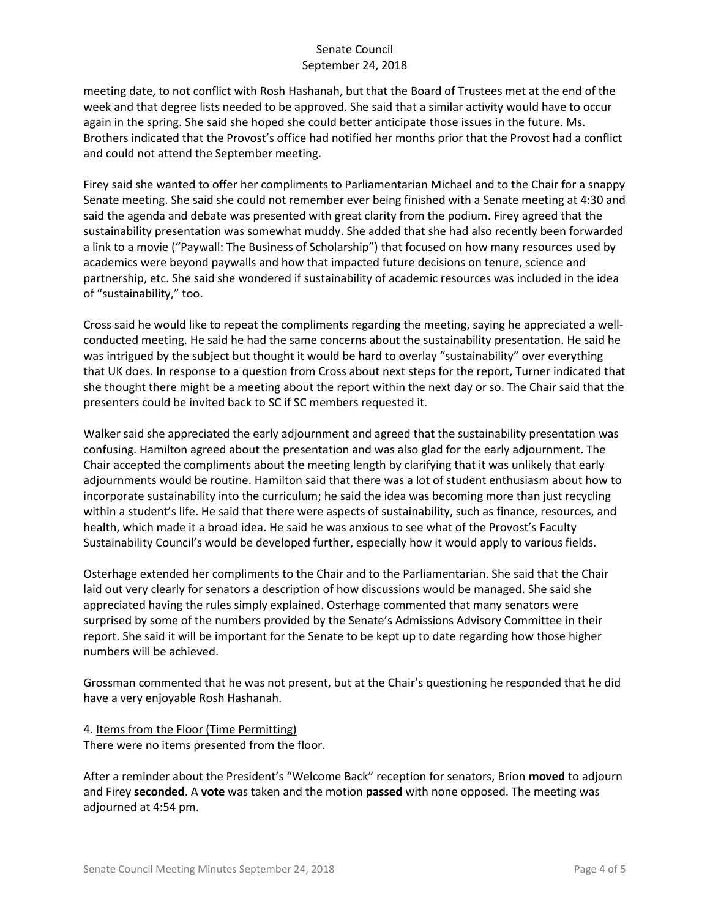meeting date, to not conflict with Rosh Hashanah, but that the Board of Trustees met at the end of the week and that degree lists needed to be approved. She said that a similar activity would have to occur again in the spring. She said she hoped she could better anticipate those issues in the future. Ms. Brothers indicated that the Provost's office had notified her months prior that the Provost had a conflict and could not attend the September meeting.

Firey said she wanted to offer her compliments to Parliamentarian Michael and to the Chair for a snappy Senate meeting. She said she could not remember ever being finished with a Senate meeting at 4:30 and said the agenda and debate was presented with great clarity from the podium. Firey agreed that the sustainability presentation was somewhat muddy. She added that she had also recently been forwarded a link to a movie ("Paywall: The Business of Scholarship") that focused on how many resources used by academics were beyond paywalls and how that impacted future decisions on tenure, science and partnership, etc. She said she wondered if sustainability of academic resources was included in the idea of "sustainability," too.

Cross said he would like to repeat the compliments regarding the meeting, saying he appreciated a well-conducted meeting. He said he had the same concerns about the sustainability presentation. He said he was intrigued by the subject but thought it would be hard to overlay "sustainability" over everything that UK does. In response to a question from Cross about next steps for the report, Turner indicated that she thought there might be a meeting about the report within the next day or so. The Chair said that the presenters could be invited back to SC if SC members requested it.

Walker said she appreciated the early adjournment and agreed that the sustainability presentation was confusing. Hamilton agreed about the presentation and was also glad for the early adjournment. The Chair accepted the compliments about the meeting length by clarifying that it was unlikely that early adjournments would be routine. Hamilton said that there was a lot of student enthusiasm about how to incorporate sustainability into the curriculum; he said the idea was becoming more than just recycling within a student's life. He said that there were aspects of sustainability, such as finance, resources, and health, which made it a broad idea. He said he was anxious to see what of the Provost's Faculty Sustainability Council's would be developed further, especially how it would apply to various fields.

Osterhage extended her compliments to the Chair and to the Parliamentarian. She said that the Chair laid out very clearly for senators a description of how discussions would be managed. She said she appreciated having the rules simply explained. Osterhage commented that many senators were surprised by some of the numbers provided by the Senate's Admissions Advisory Committee in their report. She said it will be important for the Senate to be kept up to date regarding how those higher numbers will be achieved.

Grossman commented that he was not present, but at the Chair's questioning he responded that he did have a very enjoyable Rosh Hashanah.

4. <u>Items from the Floor (Time Permitting)</u>
There were no items presented from the floor.

After a reminder about the President's "Welcome Back" reception for senators, Brion **moved** to adjourn and Firey **seconded**. A **vote** was taken and the motion **passed** with none opposed. The meeting was adjourned at 4:54 pm.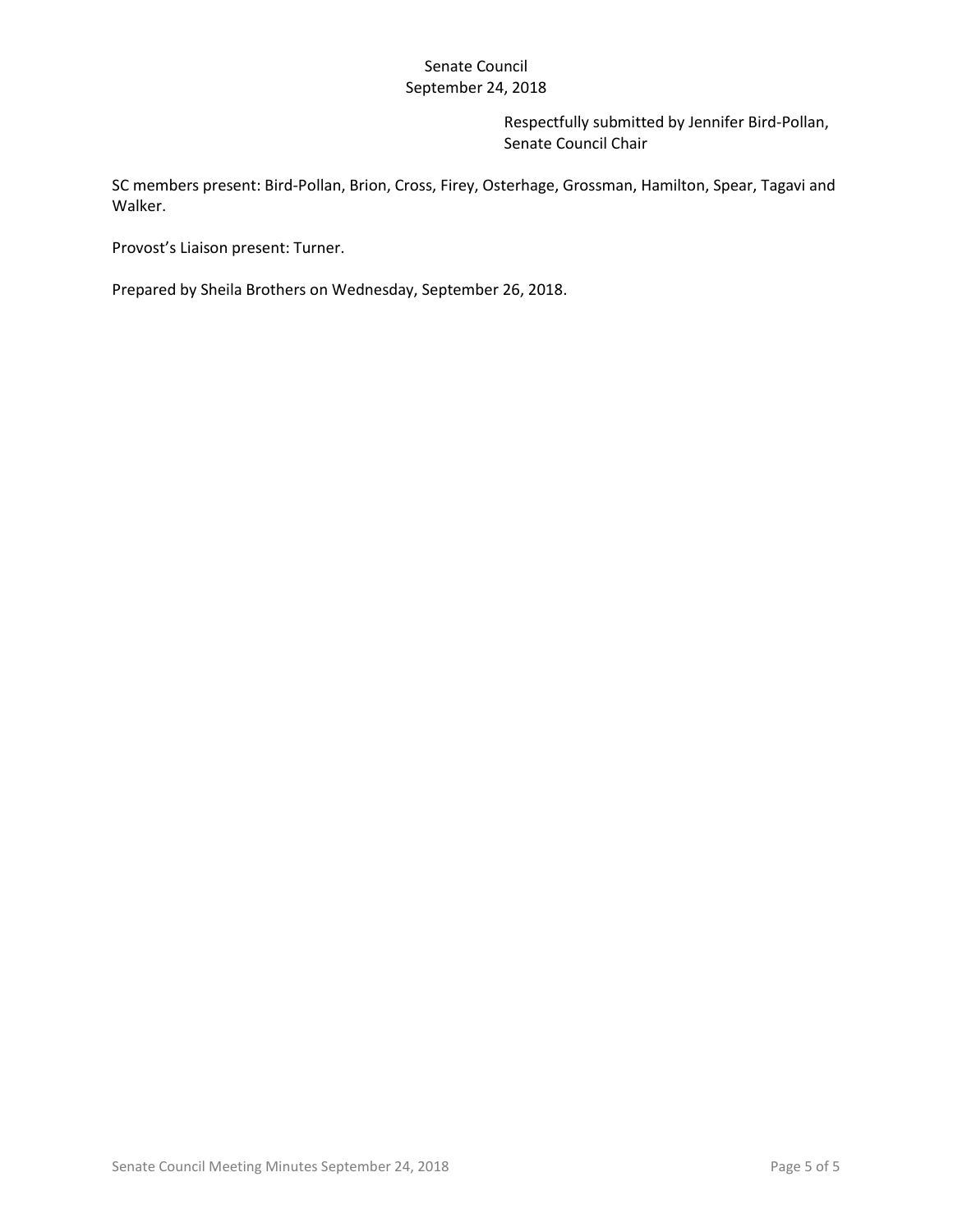Respectfully submitted by Jennifer Bird-Pollan,
Senate Council Chair

SC members present: Bird-Pollan, Brion, Cross, Firey, Osterhage, Grossman, Hamilton, Spear, Tagavi and Walker.

Provost's Liaison present: Turner.

Prepared by Sheila Brothers on Wednesday, September 26, 2018.